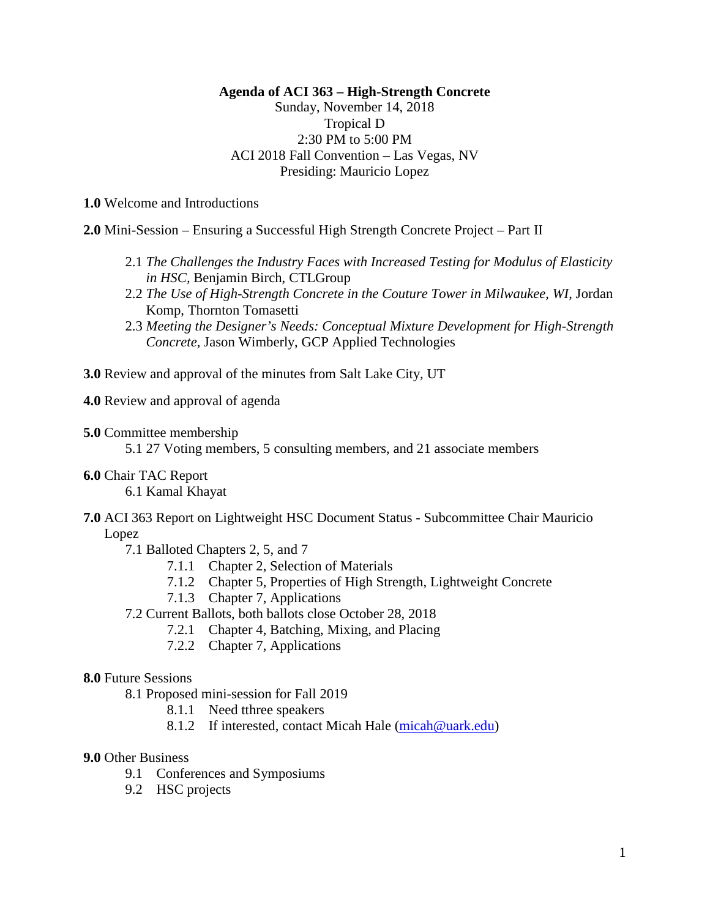**Agenda of ACI 363 – High-Strength Concrete**

Sunday, November 14, 2018
Tropical D
2:30 PM to 5:00 PM
ACI 2018 Fall Convention – Las Vegas, NV
Presiding: Mauricio Lopez

**1.0** Welcome and Introductions

**2.0** Mini-Session – Ensuring a Successful High Strength Concrete Project – Part II

- 2.1 *The Challenges the Industry Faces with Increased Testing for Modulus of Elasticity in HSC,* Benjamin Birch, CTLGroup
- 2.2 *The Use of High-Strength Concrete in the Couture Tower in Milwaukee, WI,* Jordan Komp, Thornton Tomasetti
- 2.3 *Meeting the Designer's Needs: Conceptual Mixture Development for High-Strength Concrete,* Jason Wimberly, GCP Applied Technologies

**3.0** Review and approval of the minutes from Salt Lake City, UT

**4.0** Review and approval of agenda

**5.0** Committee membership

- 5.1 27 Voting members, 5 consulting members, and 21 associate members

**6.0** Chair TAC Report

- 6.1 Kamal Khayat

**7.0** ACI 363 Report on Lightweight HSC Document Status - Subcommittee Chair Mauricio Lopez

- 7.1 Balloted Chapters 2, 5, and 7
  - 7.1.1 Chapter 2, Selection of Materials
  - 7.1.2 Chapter 5, Properties of High Strength, Lightweight Concrete
  - 7.1.3 Chapter 7, Applications
- 7.2 Current Ballots, both ballots close October 28, 2018
  - 7.2.1 Chapter 4, Batching, Mixing, and Placing
  - 7.2.2 Chapter 7, Applications

**8.0** Future Sessions

- 8.1 Proposed mini-session for Fall 2019
  - 8.1.1 Need tthree speakers
  - 8.1.2 If interested, contact Micah Hale (micah@uark.edu)

**9.0** Other Business

- 9.1 Conferences and Symposiums
- 9.2 HSC projects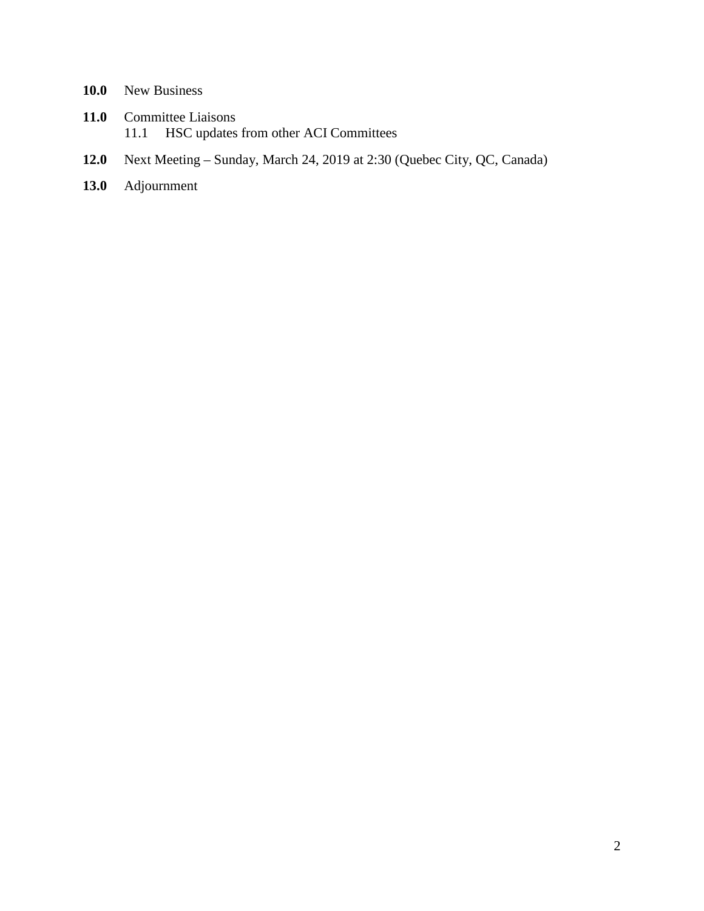**10.0** New Business

**11.0** Committee Liaisons

11.1 HSC updates from other ACI Committees

**12.0** Next Meeting – Sunday, March 24, 2019 at 2:30 (Quebec City, QC, Canada)

**13.0** Adjournment